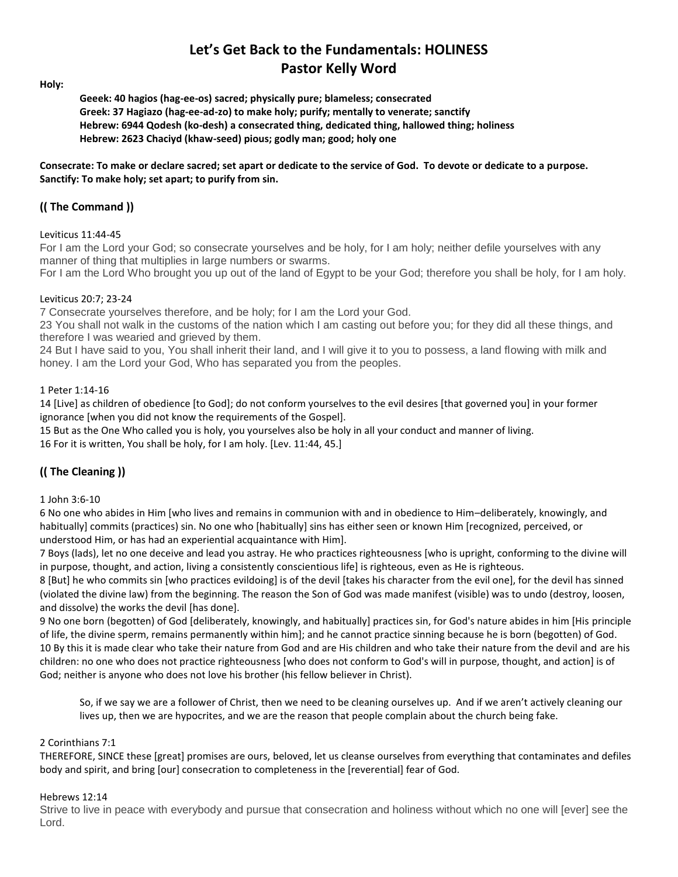# Let's Get Back to the Fundamentals: HOLINESS
## Pastor Kelly Word

**Holy:**

> **Geeek: 40 hagios (hag-ee-os) sacred; physically pure; blameless; consecrated**
> **Greek: 37 Hagiazo (hag-ee-ad-zo) to make holy; purify; mentally to venerate; sanctify**
> **Hebrew: 6944 Qodesh (ko-desh) a consecrated thing, dedicated thing, hallowed thing; holiness**
> **Hebrew: 2623 Chaciyd (khaw-seed) pious; godly man; good; holy one**

**Consecrate: To make or declare sacred; set apart or dedicate to the service of God. To devote or dedicate to a purpose.**
**Sanctify: To make holy; set apart; to purify from sin.**

### (( The Command ))

Leviticus 11:44-45

For I am the Lord your God; so consecrate yourselves and be holy, for I am holy; neither defile yourselves with any manner of thing that multiplies in large numbers or swarms.

For I am the Lord Who brought you up out of the land of Egypt to be your God; therefore you shall be holy, for I am holy.

Leviticus 20:7; 23-24

7 Consecrate yourselves therefore, and be holy; for I am the Lord your God.

23 You shall not walk in the customs of the nation which I am casting out before you; for they did all these things, and therefore I was wearied and grieved by them.

24 But I have said to you, You shall inherit their land, and I will give it to you to possess, a land flowing with milk and honey. I am the Lord your God, Who has separated you from the peoples.

1 Peter 1:14-16

14 [Live] as children of obedience [to God]; do not conform yourselves to the evil desires [that governed you] in your former ignorance [when you did not know the requirements of the Gospel].

15 But as the One Who called you is holy, you yourselves also be holy in all your conduct and manner of living.

16 For it is written, You shall be holy, for I am holy. [Lev. 11:44, 45.]

### (( The Cleaning ))

1 John 3:6-10

6 No one who abides in Him [who lives and remains in communion with and in obedience to Him–deliberately, knowingly, and habitually] commits (practices) sin. No one who [habitually] sins has either seen or known Him [recognized, perceived, or understood Him, or has had an experiential acquaintance with Him].

7 Boys (lads), let no one deceive and lead you astray. He who practices righteousness [who is upright, conforming to the divine will in purpose, thought, and action, living a consistently conscientious life] is righteous, even as He is righteous.

8 [But] he who commits sin [who practices evildoing] is of the devil [takes his character from the evil one], for the devil has sinned (violated the divine law) from the beginning. The reason the Son of God was made manifest (visible) was to undo (destroy, loosen, and dissolve) the works the devil [has done].

9 No one born (begotten) of God [deliberately, knowingly, and habitually] practices sin, for God's nature abides in him [His principle of life, the divine sperm, remains permanently within him]; and he cannot practice sinning because he is born (begotten) of God.

10 By this it is made clear who take their nature from God and are His children and who take their nature from the devil and are his children: no one who does not practice righteousness [who does not conform to God's will in purpose, thought, and action] is of God; neither is anyone who does not love his brother (his fellow believer in Christ).

> So, if we say we are a follower of Christ, then we need to be cleaning ourselves up. And if we aren't actively cleaning our lives up, then we are hypocrites, and we are the reason that people complain about the church being fake.

2 Corinthians 7:1

THEREFORE, SINCE these [great] promises are ours, beloved, let us cleanse ourselves from everything that contaminates and defiles body and spirit, and bring [our] consecration to completeness in the [reverential] fear of God.

Hebrews 12:14

Strive to live in peace with everybody and pursue that consecration and holiness without which no one will [ever] see the Lord.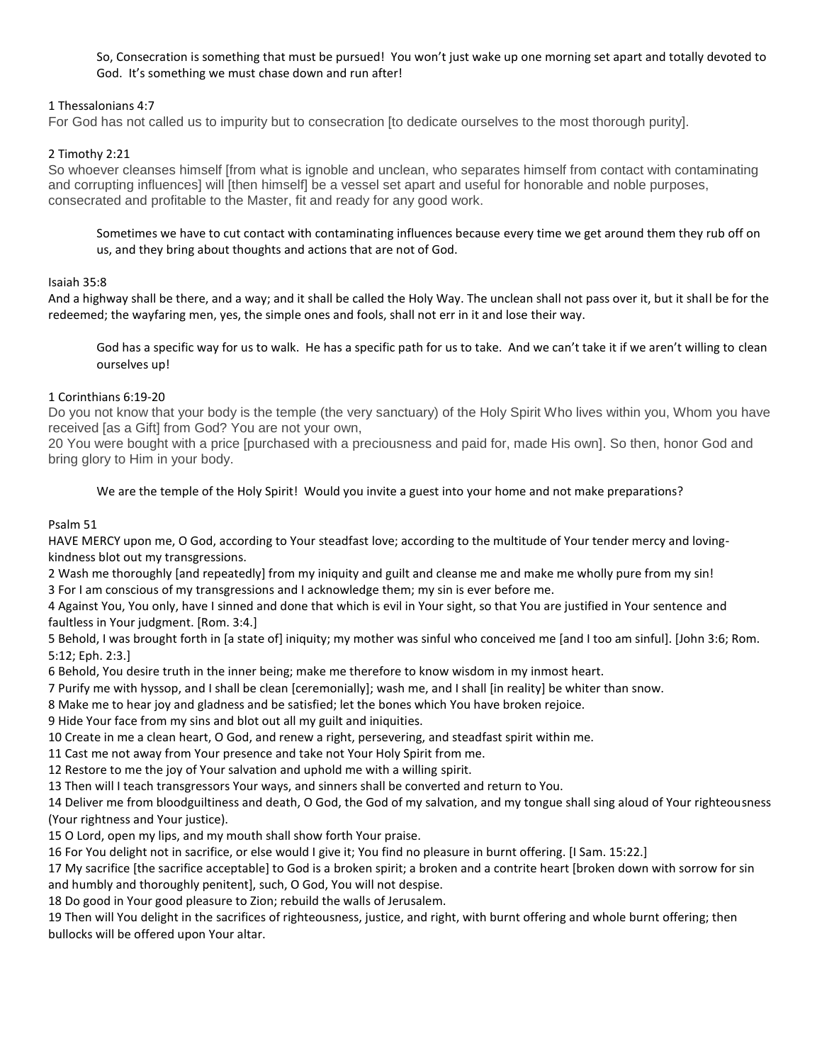So, Consecration is something that must be pursued! You won't just wake up one morning set apart and totally devoted to God. It's something we must chase down and run after!

1 Thessalonians 4:7

For God has not called us to impurity but to consecration [to dedicate ourselves to the most thorough purity].

2 Timothy 2:21

So whoever cleanses himself [from what is ignoble and unclean, who separates himself from contact with contaminating and corrupting influences] will [then himself] be a vessel set apart and useful for honorable and noble purposes, consecrated and profitable to the Master, fit and ready for any good work.

Sometimes we have to cut contact with contaminating influences because every time we get around them they rub off on us, and they bring about thoughts and actions that are not of God.

Isaiah 35:8

And a highway shall be there, and a way; and it shall be called the Holy Way. The unclean shall not pass over it, but it shall be for the redeemed; the wayfaring men, yes, the simple ones and fools, shall not err in it and lose their way.

God has a specific way for us to walk. He has a specific path for us to take. And we can't take it if we aren't willing to clean ourselves up!

1 Corinthians 6:19-20

Do you not know that your body is the temple (the very sanctuary) of the Holy Spirit Who lives within you, Whom you have received [as a Gift] from God? You are not your own,

20 You were bought with a price [purchased with a preciousness and paid for, made His own]. So then, honor God and bring glory to Him in your body.

We are the temple of the Holy Spirit! Would you invite a guest into your home and not make preparations?

Psalm 51

HAVE MERCY upon me, O God, according to Your steadfast love; according to the multitude of Your tender mercy and loving-kindness blot out my transgressions.

2 Wash me thoroughly [and repeatedly] from my iniquity and guilt and cleanse me and make me wholly pure from my sin!

3 For I am conscious of my transgressions and I acknowledge them; my sin is ever before me.

4 Against You, You only, have I sinned and done that which is evil in Your sight, so that You are justified in Your sentence and faultless in Your judgment. [Rom. 3:4.]

5 Behold, I was brought forth in [a state of] iniquity; my mother was sinful who conceived me [and I too am sinful]. [John 3:6; Rom. 5:12; Eph. 2:3.]

6 Behold, You desire truth in the inner being; make me therefore to know wisdom in my inmost heart.

7 Purify me with hyssop, and I shall be clean [ceremonially]; wash me, and I shall [in reality] be whiter than snow.

8 Make me to hear joy and gladness and be satisfied; let the bones which You have broken rejoice.

9 Hide Your face from my sins and blot out all my guilt and iniquities.

10 Create in me a clean heart, O God, and renew a right, persevering, and steadfast spirit within me.

11 Cast me not away from Your presence and take not Your Holy Spirit from me.

12 Restore to me the joy of Your salvation and uphold me with a willing spirit.

13 Then will I teach transgressors Your ways, and sinners shall be converted and return to You.

14 Deliver me from bloodguiltiness and death, O God, the God of my salvation, and my tongue shall sing aloud of Your righteousness (Your rightness and Your justice).

15 O Lord, open my lips, and my mouth shall show forth Your praise.

16 For You delight not in sacrifice, or else would I give it; You find no pleasure in burnt offering. [I Sam. 15:22.]

17 My sacrifice [the sacrifice acceptable] to God is a broken spirit; a broken and a contrite heart [broken down with sorrow for sin and humbly and thoroughly penitent], such, O God, You will not despise.

18 Do good in Your good pleasure to Zion; rebuild the walls of Jerusalem.

19 Then will You delight in the sacrifices of righteousness, justice, and right, with burnt offering and whole burnt offering; then bullocks will be offered upon Your altar.